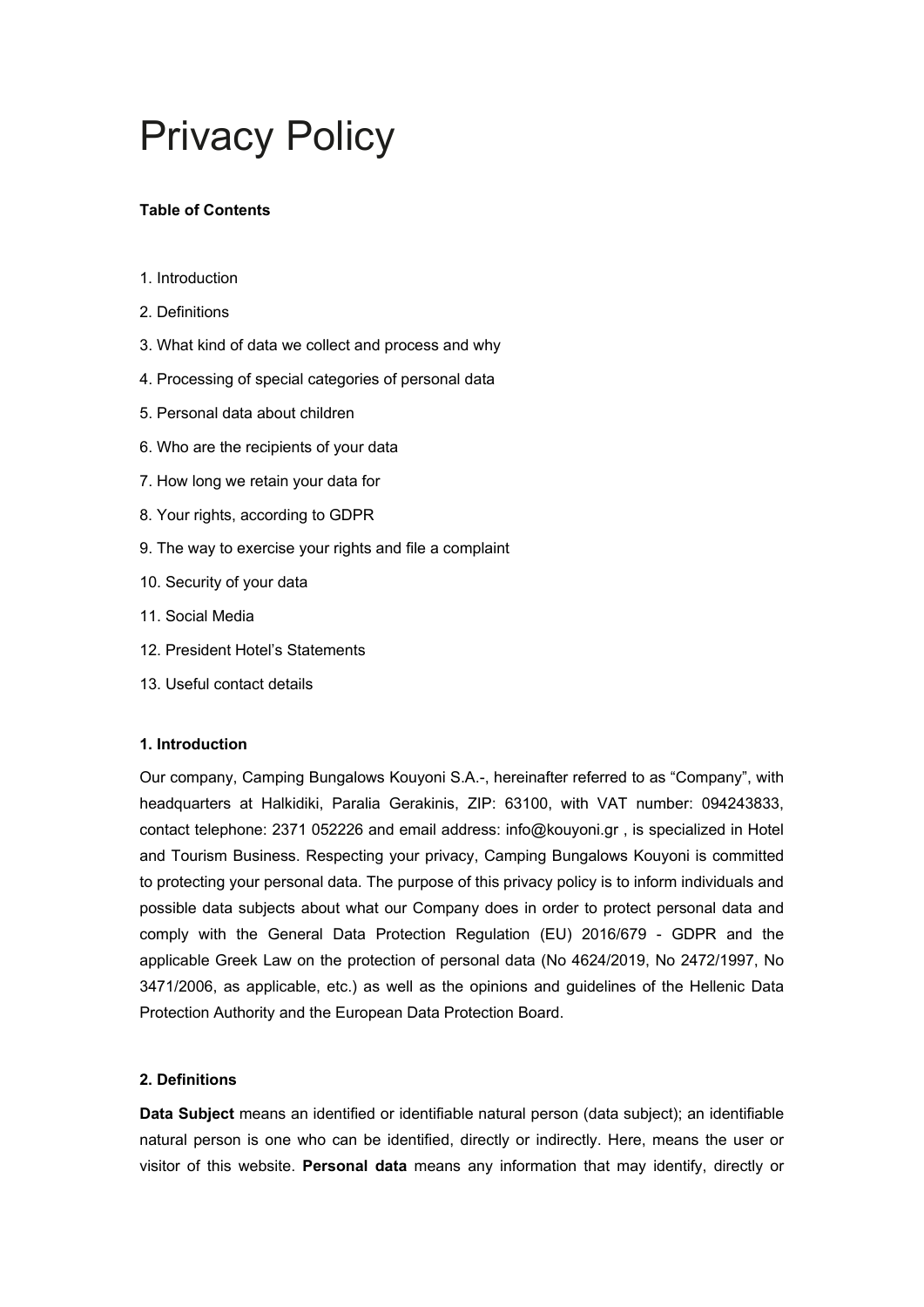# Privacy Policy

**Table of Contents**

1. Introduction
2. Definitions
3. What kind of data we collect and process and why
4. Processing of special categories of personal data
5. Personal data about children
6. Who are the recipients of your data
7. How long we retain your data for
8. Your rights, according to GDPR
9. The way to exercise your rights and file a complaint
10. Security of your data
11. Social Media
12. President Hotel's Statements
13. Useful contact details

**1. Introduction**

Our company, Camping Bungalows Kouyoni S.A.-, hereinafter referred to as "Company", with headquarters at Halkidiki, Paralia Gerakinis, ZIP: 63100, with VAT number: 094243833, contact telephone: 2371 052226 and email address: info@kouyoni.gr , is specialized in Hotel and Tourism Business. Respecting your privacy, Camping Bungalows Kouyoni is committed to protecting your personal data. The purpose of this privacy policy is to inform individuals and possible data subjects about what our Company does in order to protect personal data and comply with the General Data Protection Regulation (EU) 2016/679 - GDPR and the applicable Greek Law on the protection of personal data (No 4624/2019, No 2472/1997, No 3471/2006, as applicable, etc.) as well as the opinions and guidelines of the Hellenic Data Protection Authority and the European Data Protection Board.

**2. Definitions**

**Data Subject** means an identified or identifiable natural person (data subject); an identifiable natural person is one who can be identified, directly or indirectly. Here, means the user or visitor of this website. **Personal data** means any information that may identify, directly or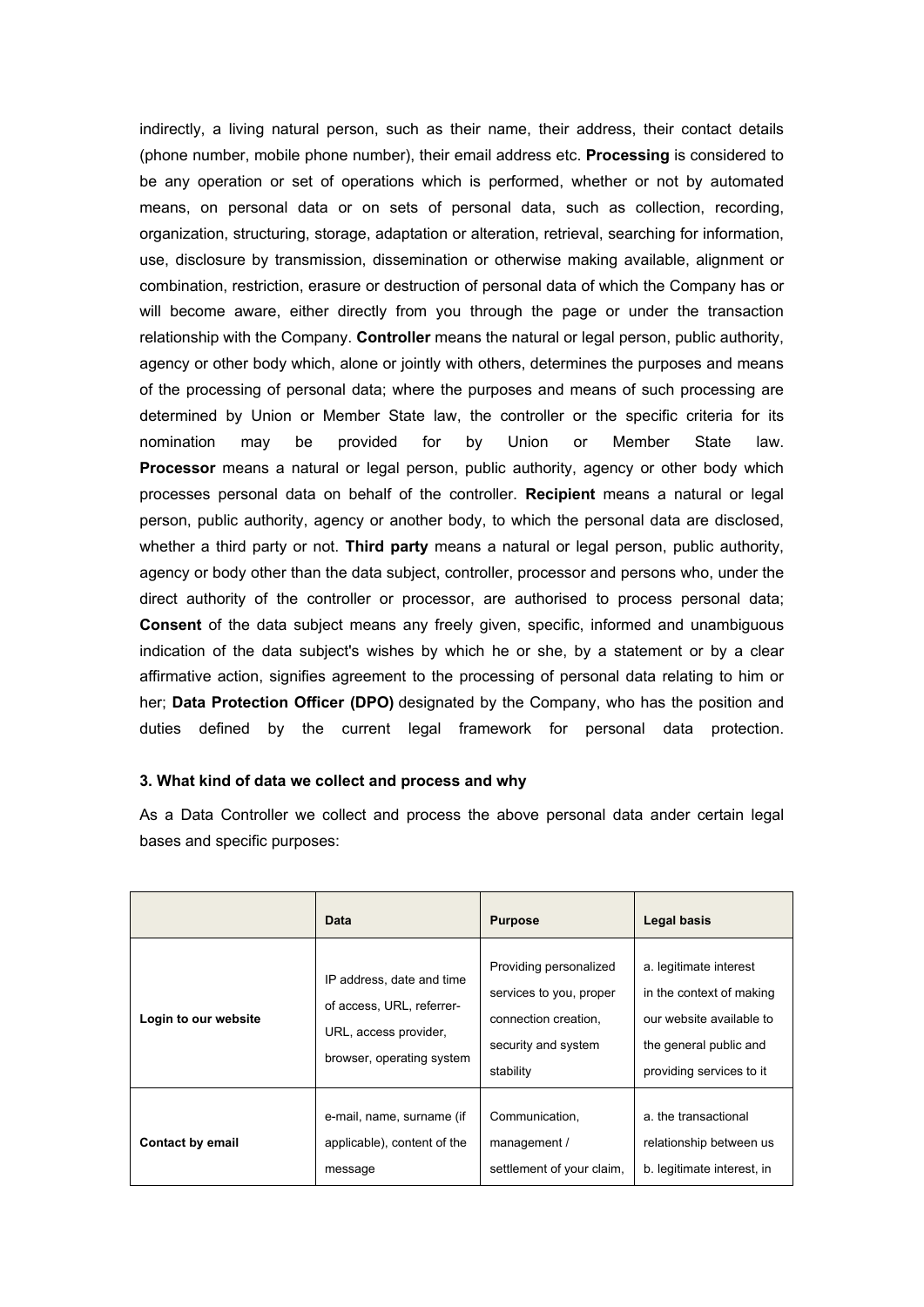indirectly, a living natural person, such as their name, their address, their contact details (phone number, mobile phone number), their email address etc. **Processing** is considered to be any operation or set of operations which is performed, whether or not by automated means, on personal data or on sets of personal data, such as collection, recording, organization, structuring, storage, adaptation or alteration, retrieval, searching for information, use, disclosure by transmission, dissemination or otherwise making available, alignment or combination, restriction, erasure or destruction of personal data of which the Company has or will become aware, either directly from you through the page or under the transaction relationship with the Company. **Controller** means the natural or legal person, public authority, agency or other body which, alone or jointly with others, determines the purposes and means of the processing of personal data; where the purposes and means of such processing are determined by Union or Member State law, the controller or the specific criteria for its nomination may be provided for by Union or Member State law. **Processor** means a natural or legal person, public authority, agency or other body which processes personal data on behalf of the controller. **Recipient** means a natural or legal person, public authority, agency or another body, to which the personal data are disclosed, whether a third party or not. **Third party** means a natural or legal person, public authority, agency or body other than the data subject, controller, processor and persons who, under the direct authority of the controller or processor, are authorised to process personal data; **Consent** of the data subject means any freely given, specific, informed and unambiguous indication of the data subject's wishes by which he or she, by a statement or by a clear affirmative action, signifies agreement to the processing of personal data relating to him or her; **Data Protection Officer (DPO)** designated by the Company, who has the position and duties defined by the current legal framework for personal data protection.

### 3. What kind of data we collect and process and why

As a Data Controller we collect and process the above personal data ander certain legal bases and specific purposes:

| | Data | Purpose | Legal basis |
|---|---|---|---|
| **Login to our website** | IP address, date and time of access, URL, referrer-URL, access provider, browser, operating system | Providing personalized services to you, proper connection creation, security and system stability | a. legitimate interest in the context of making our website available to the general public and providing services to it |
| **Contact by email** | e-mail, name, surname (if applicable), content of the message | Communication, management / settlement of your claim, | a. the transactional relationship between us b. legitimate interest, in |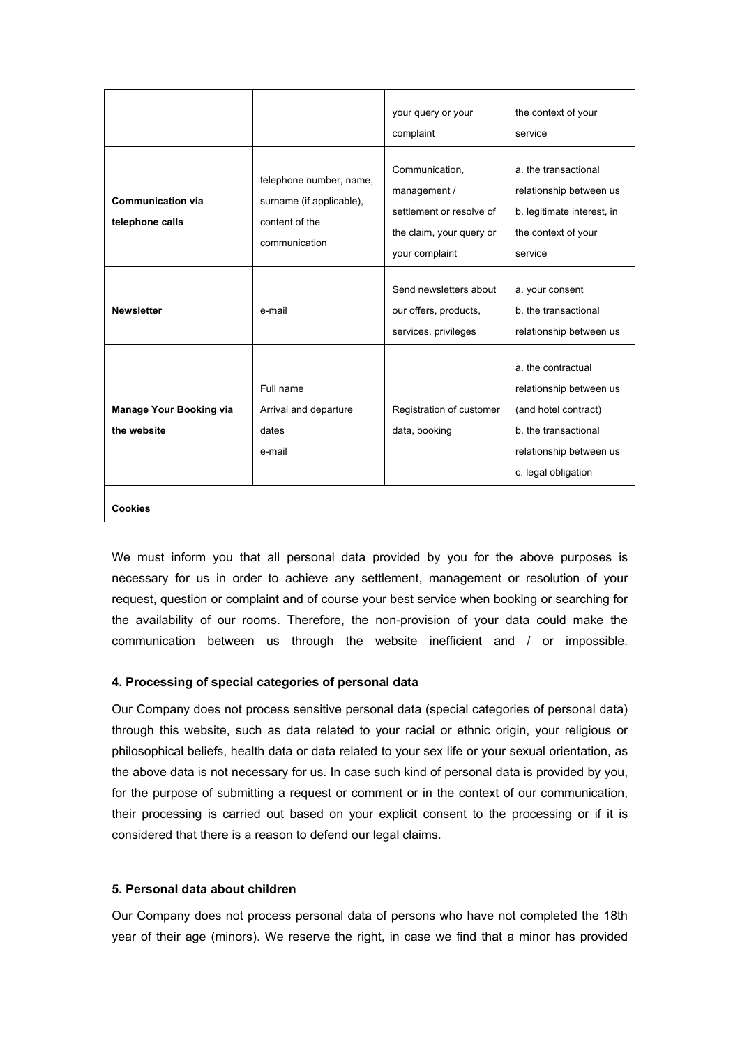|  |  | your query or your complaint | the context of your service |
| --- | --- | --- | --- |
| **Communication via telephone calls** | telephone number, name, surname (if applicable), content of the communication | Communication, management / settlement or resolve of the claim, your query or your complaint | a. the transactional relationship between us<br>b. legitimate interest, in the context of your service |
| **Newsletter** | e-mail | Send newsletters about our offers, products, services, privileges | a. your consent<br>b. the transactional relationship between us |
| **Manage Your Booking via the website** | Full name<br>Arrival and departure dates<br>e-mail | Registration of customer data, booking | a. the contractual relationship between us (and hotel contract)<br>b. the transactional relationship between us<br>c. legal obligation |
| **Cookies** |  |  |  |

We must inform you that all personal data provided by you for the above purposes is necessary for us in order to achieve any settlement, management or resolution of your request, question or complaint and of course your best service when booking or searching for the availability of our rooms. Therefore, the non-provision of your data could make the communication between us through the website inefficient and / or impossible.

#### 4. Processing of special categories of personal data

Our Company does not process sensitive personal data (special categories of personal data) through this website, such as data related to your racial or ethnic origin, your religious or philosophical beliefs, health data or data related to your sex life or your sexual orientation, as the above data is not necessary for us. In case such kind of personal data is provided by you, for the purpose of submitting a request or comment or in the context of our communication, their processing is carried out based on your explicit consent to the processing or if it is considered that there is a reason to defend our legal claims.

#### 5. Personal data about children

Our Company does not process personal data of persons who have not completed the 18th year of their age (minors). We reserve the right, in case we find that a minor has provided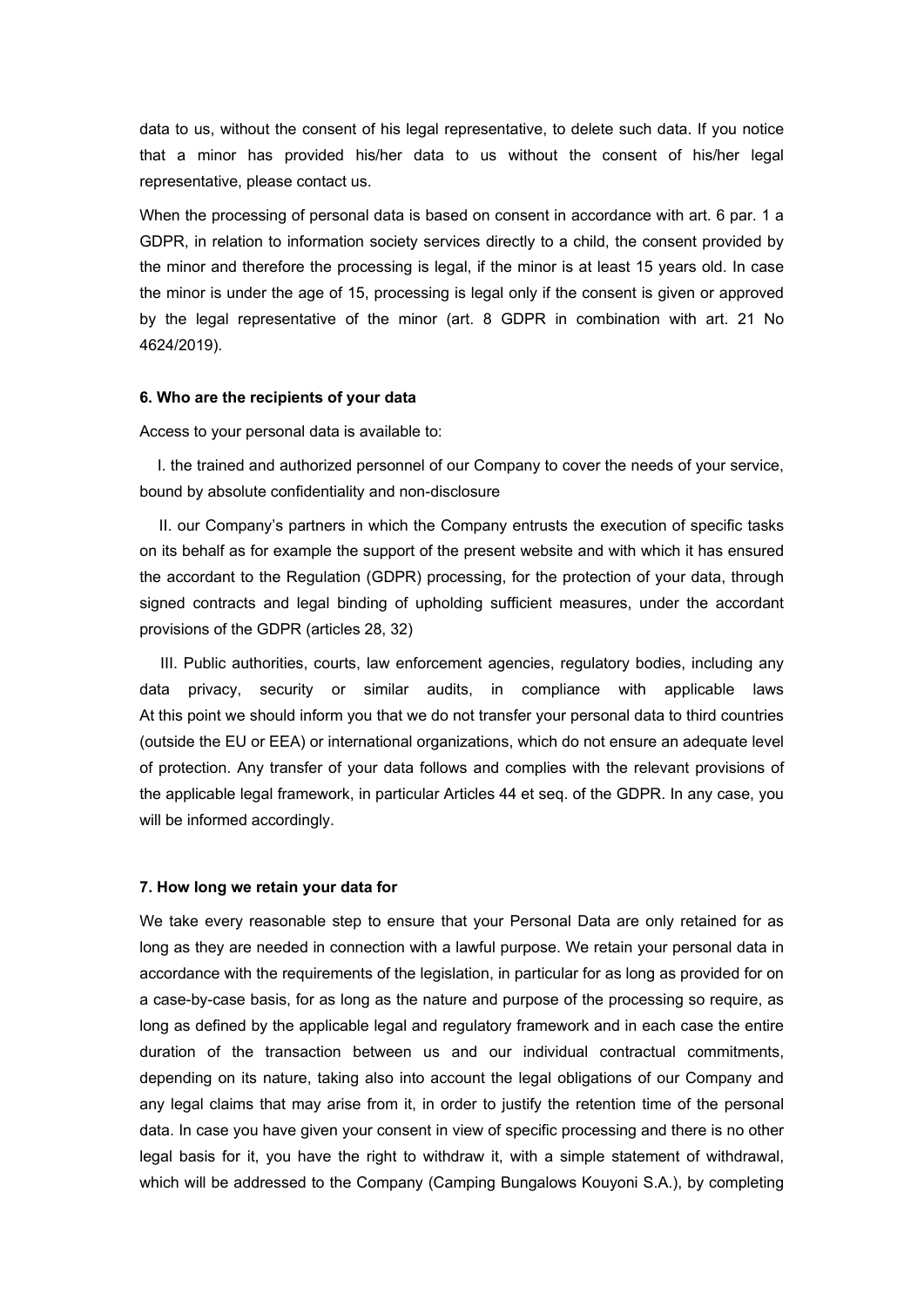data to us, without the consent of his legal representative, to delete such data. If you notice that a minor has provided his/her data to us without the consent of his/her legal representative, please contact us.

When the processing of personal data is based on consent in accordance with art. 6 par. 1 a GDPR, in relation to information society services directly to a child, the consent provided by the minor and therefore the processing is legal, if the minor is at least 15 years old. In case the minor is under the age of 15, processing is legal only if the consent is given or approved by the legal representative of the minor (art. 8 GDPR in combination with art. 21 No 4624/2019).

**6. Who are the recipients of your data**

Access to your personal data is available to:

I. the trained and authorized personnel of our Company to cover the needs of your service, bound by absolute confidentiality and non-disclosure

II. our Company's partners in which the Company entrusts the execution of specific tasks on its behalf as for example the support of the present website and with which it has ensured the accordant to the Regulation (GDPR) processing, for the protection of your data, through signed contracts and legal binding of upholding sufficient measures, under the accordant provisions of the GDPR (articles 28, 32)

III. Public authorities, courts, law enforcement agencies, regulatory bodies, including any data privacy, security or similar audits, in compliance with applicable laws At this point we should inform you that we do not transfer your personal data to third countries (outside the EU or EEA) or international organizations, which do not ensure an adequate level of protection. Any transfer of your data follows and complies with the relevant provisions of the applicable legal framework, in particular Articles 44 et seq. of the GDPR. In any case, you will be informed accordingly.

**7. How long we retain your data for**

We take every reasonable step to ensure that your Personal Data are only retained for as long as they are needed in connection with a lawful purpose. We retain your personal data in accordance with the requirements of the legislation, in particular for as long as provided for on a case-by-case basis, for as long as the nature and purpose of the processing so require, as long as defined by the applicable legal and regulatory framework and in each case the entire duration of the transaction between us and our individual contractual commitments, depending on its nature, taking also into account the legal obligations of our Company and any legal claims that may arise from it, in order to justify the retention time of the personal data. In case you have given your consent in view of specific processing and there is no other legal basis for it, you have the right to withdraw it, with a simple statement of withdrawal, which will be addressed to the Company (Camping Bungalows Kouyoni S.A.), by completing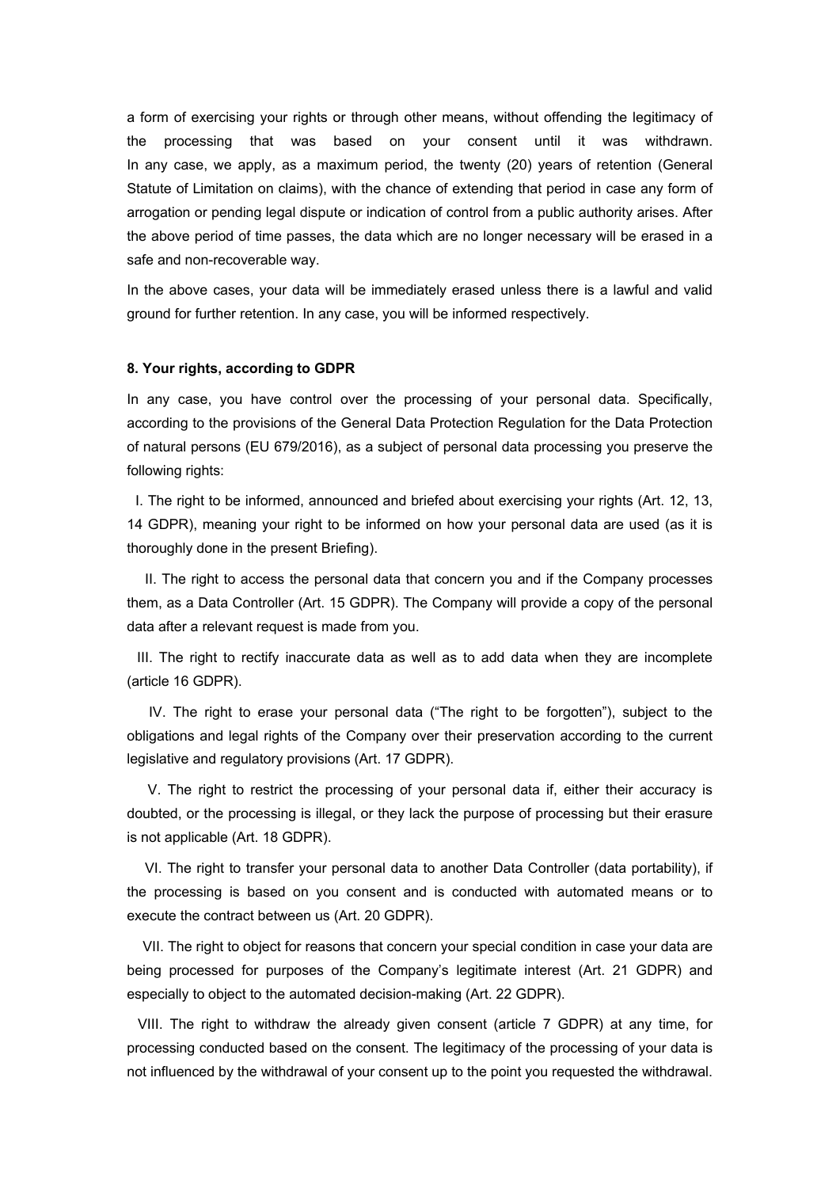a form of exercising your rights or through other means, without offending the legitimacy of the processing that was based on your consent until it was withdrawn. In any case, we apply, as a maximum period, the twenty (20) years of retention (General Statute of Limitation on claims), with the chance of extending that period in case any form of arrogation or pending legal dispute or indication of control from a public authority arises. After the above period of time passes, the data which are no longer necessary will be erased in a safe and non-recoverable way.

In the above cases, your data will be immediately erased unless there is a lawful and valid ground for further retention. In any case, you will be informed respectively.

**8. Your rights, according to GDPR**

In any case, you have control over the processing of your personal data. Specifically, according to the provisions of the General Data Protection Regulation for the Data Protection of natural persons (EU 679/2016), as a subject of personal data processing you preserve the following rights:

I. The right to be informed, announced and briefed about exercising your rights (Art. 12, 13, 14 GDPR), meaning your right to be informed on how your personal data are used (as it is thoroughly done in the present Briefing).

II. The right to access the personal data that concern you and if the Company processes them, as a Data Controller (Art. 15 GDPR). The Company will provide a copy of the personal data after a relevant request is made from you.

III. The right to rectify inaccurate data as well as to add data when they are incomplete (article 16 GDPR).

IV. The right to erase your personal data ("The right to be forgotten"), subject to the obligations and legal rights of the Company over their preservation according to the current legislative and regulatory provisions (Art. 17 GDPR).

V. The right to restrict the processing of your personal data if, either their accuracy is doubted, or the processing is illegal, or they lack the purpose of processing but their erasure is not applicable (Art. 18 GDPR).

VI. The right to transfer your personal data to another Data Controller (data portability), if the processing is based on you consent and is conducted with automated means or to execute the contract between us (Art. 20 GDPR).

VII. The right to object for reasons that concern your special condition in case your data are being processed for purposes of the Company's legitimate interest (Art. 21 GDPR) and especially to object to the automated decision-making (Art. 22 GDPR).

VIII. The right to withdraw the already given consent (article 7 GDPR) at any time, for processing conducted based on the consent. The legitimacy of the processing of your data is not influenced by the withdrawal of your consent up to the point you requested the withdrawal.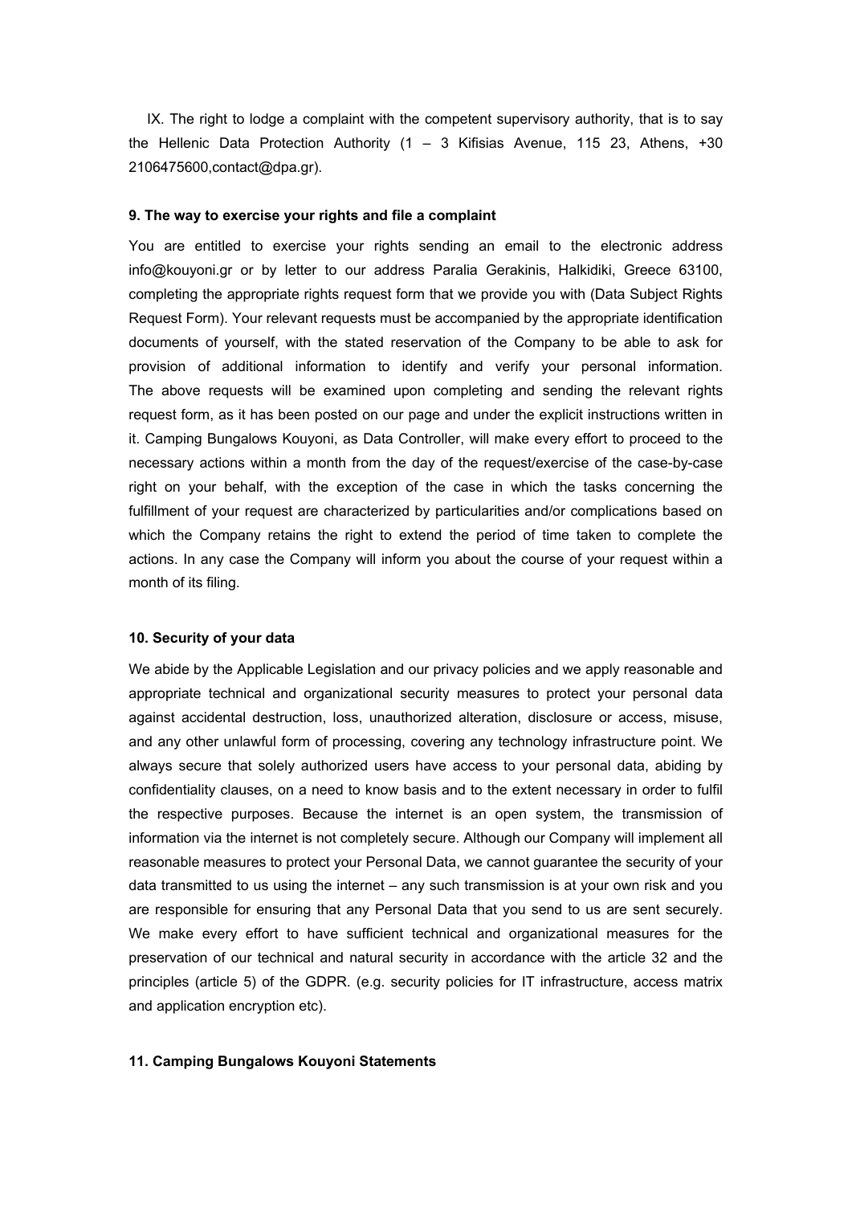IX. The right to lodge a complaint with the competent supervisory authority, that is to say the Hellenic Data Protection Authority (1 – 3 Kifisias Avenue, 115 23, Athens, +30 2106475600,contact@dpa.gr).

**9. The way to exercise your rights and file a complaint**

You are entitled to exercise your rights sending an email to the electronic address info@kouyoni.gr or by letter to our address Paralia Gerakinis, Halkidiki, Greece 63100, completing the appropriate rights request form that we provide you with (Data Subject Rights Request Form). Your relevant requests must be accompanied by the appropriate identification documents of yourself, with the stated reservation of the Company to be able to ask for provision of additional information to identify and verify your personal information. The above requests will be examined upon completing and sending the relevant rights request form, as it has been posted on our page and under the explicit instructions written in it. Camping Bungalows Kouyoni, as Data Controller, will make every effort to proceed to the necessary actions within a month from the day of the request/exercise of the case-by-case right on your behalf, with the exception of the case in which the tasks concerning the fulfillment of your request are characterized by particularities and/or complications based on which the Company retains the right to extend the period of time taken to complete the actions. In any case the Company will inform you about the course of your request within a month of its filing.

**10. Security of your data**

We abide by the Applicable Legislation and our privacy policies and we apply reasonable and appropriate technical and organizational security measures to protect your personal data against accidental destruction, loss, unauthorized alteration, disclosure or access, misuse, and any other unlawful form of processing, covering any technology infrastructure point. We always secure that solely authorized users have access to your personal data, abiding by confidentiality clauses, on a need to know basis and to the extent necessary in order to fulfil the respective purposes. Because the internet is an open system, the transmission of information via the internet is not completely secure. Although our Company will implement all reasonable measures to protect your Personal Data, we cannot guarantee the security of your data transmitted to us using the internet – any such transmission is at your own risk and you are responsible for ensuring that any Personal Data that you send to us are sent securely. We make every effort to have sufficient technical and organizational measures for the preservation of our technical and natural security in accordance with the article 32 and the principles (article 5) of the GDPR. (e.g. security policies for IT infrastructure, access matrix and application encryption etc).

**11. Camping Bungalows Kouyoni Statements**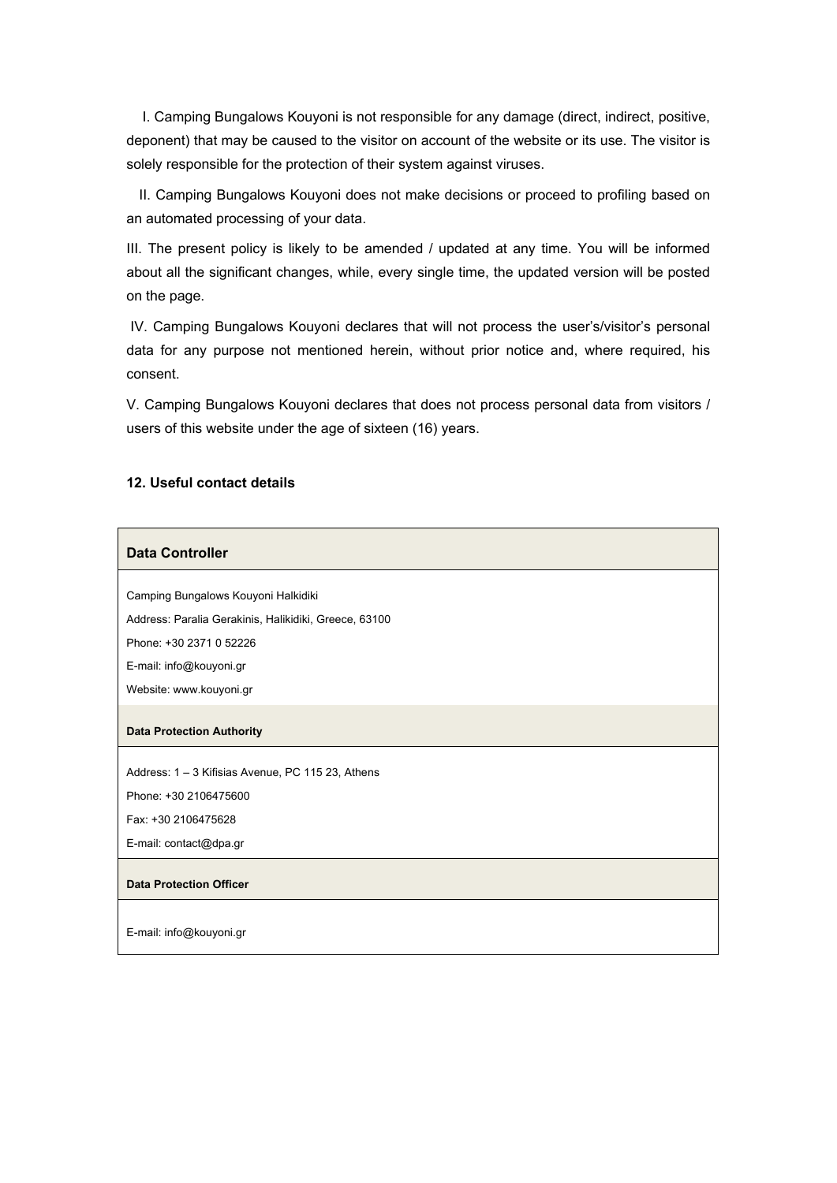I. Camping Bungalows Kouyoni is not responsible for any damage (direct, indirect, positive, deponent) that may be caused to the visitor on account of the website or its use. The visitor is solely responsible for the protection of their system against viruses.

II. Camping Bungalows Kouyoni does not make decisions or proceed to profiling based on an automated processing of your data.

III. The present policy is likely to be amended / updated at any time. You will be informed about all the significant changes, while, every single time, the updated version will be posted on the page.

IV. Camping Bungalows Kouyoni declares that will not process the user's/visitor's personal data for any purpose not mentioned herein, without prior notice and, where required, his consent.

V. Camping Bungalows Kouyoni declares that does not process personal data from visitors / users of this website under the age of sixteen (16) years.

## 12. Useful contact details

| **Data Controller** |
|---|
| Camping Bungalows Kouyoni Halkidiki<br>Address: Paralia Gerakinis, Halikidiki, Greece, 63100<br>Phone: +30 2371 0 52226<br>E-mail: info@kouyoni.gr<br>Website: www.kouyoni.gr |
| **Data Protection Authority** |
| Address: 1 – 3 Kifisias Avenue, PC 115 23, Athens<br>Phone: +30 2106475600<br>Fax: +30 2106475628<br>E-mail: contact@dpa.gr |
| **Data Protection Officer** |
| E-mail: info@kouyoni.gr |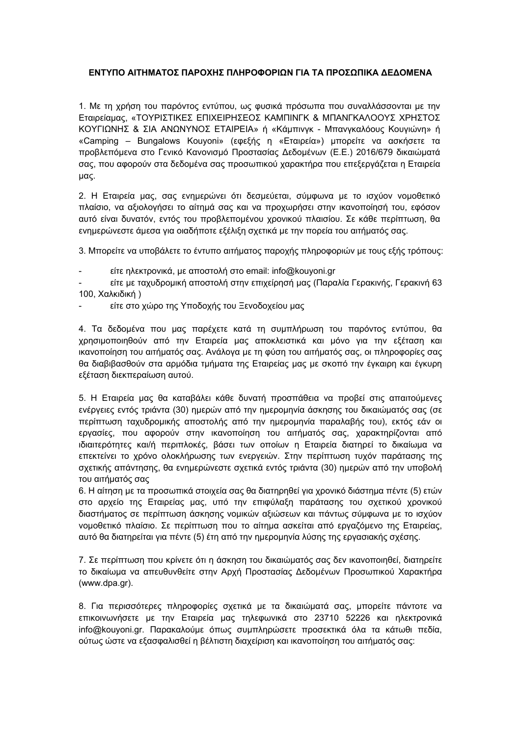**ΕΝΤΥΠΟ ΑΙΤΗΜΑΤΟΣ ΠΑΡΟΧΗΣ ΠΛΗΡΟΦΟΡΙΩΝ ΓΙΑ ΤΑ ΠΡΟΣΩΠΙΚΑ ΔΕΔΟΜΕΝΑ**

1. Με τη χρήση του παρόντος εντύπου, ως φυσικά πρόσωπα που συναλλάσσονται με την Εταιρείαμας, «ΤΟΥΡΙΣΤΙΚΕΣ ΕΠΙΧΕΙΡΗΣΕΟΣ ΚΑΜΠΙΝΓΚ & ΜΠΑΝΓΚΑΛΟΟΥΣ ΧΡΗΣΤΟΣ ΚΟΥΓΙΩΝΗΣ & ΣΙΑ ΑΝΩΝΥΝΟΣ ΕΤΑΙΡΕΙΑ» ή «Κάμπινγκ - Μπανγκαλόους Κουγιώνη» ή «Camping – Bungalows Kouyoni» (εφεξής η «Εταιρεία») μπορείτε να ασκήσετε τα προβλεπόμενα στο Γενικό Κανονισμό Προστασίας Δεδομένων (Ε.Ε.) 2016/679 δικαιώματά σας, που αφορούν στα δεδομένα σας προσωπικού χαρακτήρα που επεξεργάζεται η Εταιρεία μας.

2. Η Εταιρεία μας, σας ενημερώνει ότι δεσμεύεται, σύμφωνα με το ισχύον νομοθετικό πλαίσιο, να αξιολογήσει το αίτημά σας και να προχωρήσει στην ικανοποίησή του, εφόσον αυτό είναι δυνατόν, εντός του προβλεπομένου χρονικού πλαισίου. Σε κάθε περίπτωση, θα ενημερώνεστε άμεσα για οιαδήποτε εξέλιξη σχετικά με την πορεία του αιτήματός σας.

3. Μπορείτε να υποβάλετε το έντυπο αιτήματος παροχής πληροφοριών με τους εξής τρόπους:

- είτε ηλεκτρονικά, με αποστολή στο email: info@kouyoni.gr
- είτε με ταχυδρομική αποστολή στην επιχείρησή μας (Παραλία Γερακινής, Γερακινή 63 100, Χαλκιδική )
- είτε στο χώρο της Υποδοχής του Ξενοδοχείου μας

4. Τα δεδομένα που μας παρέχετε κατά τη συμπλήρωση του παρόντος εντύπου, θα χρησιμοποιηθούν από την Εταιρεία μας αποκλειστικά και μόνο για την εξέταση και ικανοποίηση του αιτήματός σας. Ανάλογα με τη φύση του αιτήματός σας, οι πληροφορίες σας θα διαβιβασθούν στα αρμόδια τμήματα της Εταιρείας μας με σκοπό την έγκαιρη και έγκυρη εξέταση διεκπεραίωση αυτού.

5. Η Εταιρεία μας θα καταβάλει κάθε δυνατή προσπάθεια να προβεί στις απαιτούμενες ενέργειες εντός τριάντα (30) ημερών από την ημερομηνία άσκησης του δικαιώματός σας (σε περίπτωση ταχυδρομικής αποστολής από την ημερομηνία παραλαβής του), εκτός εάν οι εργασίες, που αφορούν στην ικανοποίηση του αιτήματός σας, χαρακτηρίζονται από ιδιαιτερότητες και/ή περιπλοκές, βάσει των οποίων η Εταιρεία διατηρεί το δικαίωμα να επεκτείνει το χρόνο ολοκλήρωσης των ενεργειών. Στην περίπτωση τυχόν παράτασης της σχετικής απάντησης, θα ενημερώνεστε σχετικά εντός τριάντα (30) ημερών από την υποβολή του αιτήματός σας

6. Η αίτηση με τα προσωπικά στοιχεία σας θα διατηρηθεί για χρονικό διάστημα πέντε (5) ετών στο αρχείο της Εταιρείας μας, υπό την επιφύλαξη παράτασης του σχετικού χρονικού διαστήματος σε περίπτωση άσκησης νομικών αξιώσεων και πάντως σύμφωνα με το ισχύον νομοθετικό πλαίσιο. Σε περίπτωση που το αίτημα ασκείται από εργαζόμενο της Εταιρείας, αυτό θα διατηρείται για πέντε (5) έτη από την ημερομηνία λύσης της εργασιακής σχέσης.

7. Σε περίπτωση που κρίνετε ότι η άσκηση του δικαιώματός σας δεν ικανοποιηθεί, διατηρείτε το δικαίωμα να απευθυνθείτε στην Αρχή Προστασίας Δεδομένων Προσωπικού Χαρακτήρα (www.dpa.gr).

8. Για περισσότερες πληροφορίες σχετικά με τα δικαιώματά σας, μπορείτε πάντοτε να επικοινωνήσετε με την Εταιρεία μας τηλεφωνικά στο 23710 52226 και ηλεκτρονικά info@kouyoni.gr. Παρακαλούμε όπως συμπληρώσετε προσεκτικά όλα τα κάτωθι πεδία, ούτως ώστε να εξασφαλισθεί η βέλτιστη διαχείριση και ικανοποίηση του αιτήματός σας: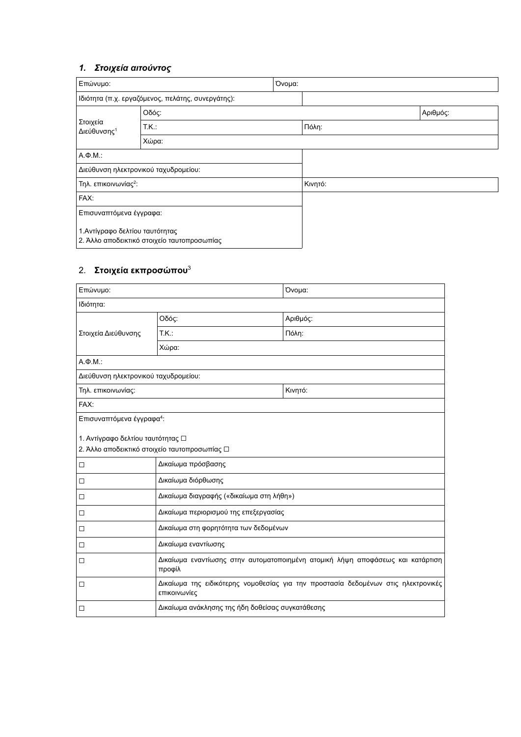### 1. *Στοιχεία αιτούντος*

| Επώνυμο: | | | Όνομα: | |
|---|---|---|---|---|
| Ιδιότητα (π.χ. εργαζόμενος, πελάτης, συνεργάτης): | | | | |
| Στοιχεία Διεύθυνσης[1] | Οδός: | | | Αριθμός: |
| | Τ.Κ.: | | Πόλη: | |
| | Χώρα: | | | |
| Α.Φ.Μ.: | | | | |
| Διεύθυνση ηλεκτρονικού ταχυδρομείου: | | | | |
| Τηλ. επικοινωνίας[2]: | | | Κινητό: | |
| FAX: | | | | |
| Επισυναπτόμενα έγγραφα:<br><br>1.Αντίγραφο δελτίου ταυτότητας<br>2. Άλλο αποδεικτικό στοιχείο ταυτοπροσωπίας | | | | |

### 2. **Στοιχεία εκπροσώπου**[3]

| Επώνυμο: | | Όνομα: |
|---|---|---|
| Ιδιότητα: | | |
| Στοιχεία Διεύθυνσης | Οδός: | Αριθμός: |
| | Τ.Κ.: | Πόλη: |
| | Χώρα: | |
| Α.Φ.Μ.: | | |
| Διεύθυνση ηλεκτρονικού ταχυδρομείου: | | |
| Τηλ. επικοινωνίας: | | Κινητό: |
| FAX: | | |
| Επισυναπτόμενα έγγραφα[4]:<br><br>1. Αντίγραφο δελτίου ταυτότητας ☐<br>2. Άλλο αποδεικτικό στοιχείο ταυτοπροσωπίας ☐ | | |
| ☐ | Δικαίωμα πρόσβασης | |
| ☐ | Δικαίωμα διόρθωσης | |
| ☐ | Δικαίωμα διαγραφής («δικαίωμα στη λήθη») | |
| ☐ | Δικαίωμα περιορισμού της επεξεργασίας | |
| ☐ | Δικαίωμα στη φορητότητα των δεδομένων | |
| ☐ | Δικαίωμα εναντίωσης | |
| ☐ | Δικαίωμα εναντίωσης στην αυτοματοποιημένη ατομική λήψη αποφάσεως και κατάρτιση προφίλ | |
| ☐ | Δικαίωμα της ειδικότερης νομοθεσίας για την προστασία δεδομένων στις ηλεκτρονικές επικοινωνίες | |
| ☐ | Δικαίωμα ανάκλησης της ήδη δοθείσας συγκατάθεσης | |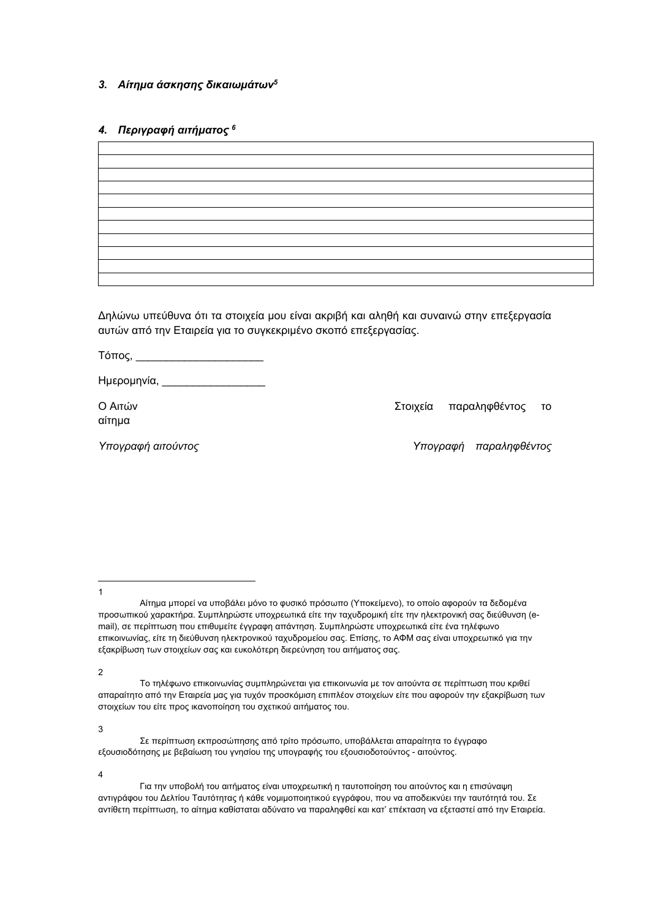### *3. Αίτημα άσκησης δικαιωμάτων*[5]

### *4. Περιγραφή αιτήματος* [6]

| |
|---|
| |
| |
| |
| |
| |
| |
| |
| |
| |
| |

Δηλώνω υπεύθυνα ότι τα στοιχεία μου είναι ακριβή και αληθή και συναινώ στην επεξεργασία αυτών από την Εταιρεία για το συγκεκριμένο σκοπό επεξεργασίας.

Τόπος, ____________________

Ημερομηνία, ________________

Ο Αιτών

Στοιχεία παραληφθέντος το αίτημα

*Υπογραφή αιτούντος*

*Υπογραφή παραληφθέντος*

---

1 Αίτημα μπορεί να υποβάλει μόνο το φυσικό πρόσωπο (Υποκείμενο), το οποίο αφορούν τα δεδομένα προσωπικού χαρακτήρα. Συμπληρώστε υποχρεωτικά είτε την ταχυδρομική είτε την ηλεκτρονική σας διεύθυνση (e-mail), σε περίπτωση που επιθυμείτε έγγραφη απάντηση. Συμπληρώστε υποχρεωτικά είτε ένα τηλέφωνο επικοινωνίας, είτε τη διεύθυνση ηλεκτρονικού ταχυδρομείου σας. Επίσης, το ΑΦΜ σας είναι υποχρεωτικό για την εξακρίβωση των στοιχείων σας και ευκολότερη διερεύνηση του αιτήματος σας.

2 Το τηλέφωνο επικοινωνίας συμπληρώνεται για επικοινωνία με τον αιτούντα σε περίπτωση που κριθεί απαραίτητο από την Εταιρεία μας για τυχόν προσκόμιση επιπλέον στοιχείων είτε που αφορούν την εξακρίβωση των στοιχείων του είτε προς ικανοποίηση του σχετικού αιτήματος του.

3 Σε περίπτωση εκπροσώπησης από τρίτο πρόσωπο, υποβάλλεται απαραίτητα το έγγραφο εξουσιοδότησης με βεβαίωση του γνησίου της υπογραφής του εξουσιοδοτούντος - αιτούντος.

4 Για την υποβολή του αιτήματος είναι υποχρεωτική η ταυτοποίηση του αιτούντος και η επισύναψη αντιγράφου του Δελτίου Ταυτότητας ή κάθε νομιμοποιητικού εγγράφου, που να αποδεικνύει την ταυτότητά του. Σε αντίθετη περίπτωση, το αίτημα καθίσταται αδύνατο να παραληφθεί και κατ’ επέκταση να εξεταστεί από την Εταιρεία.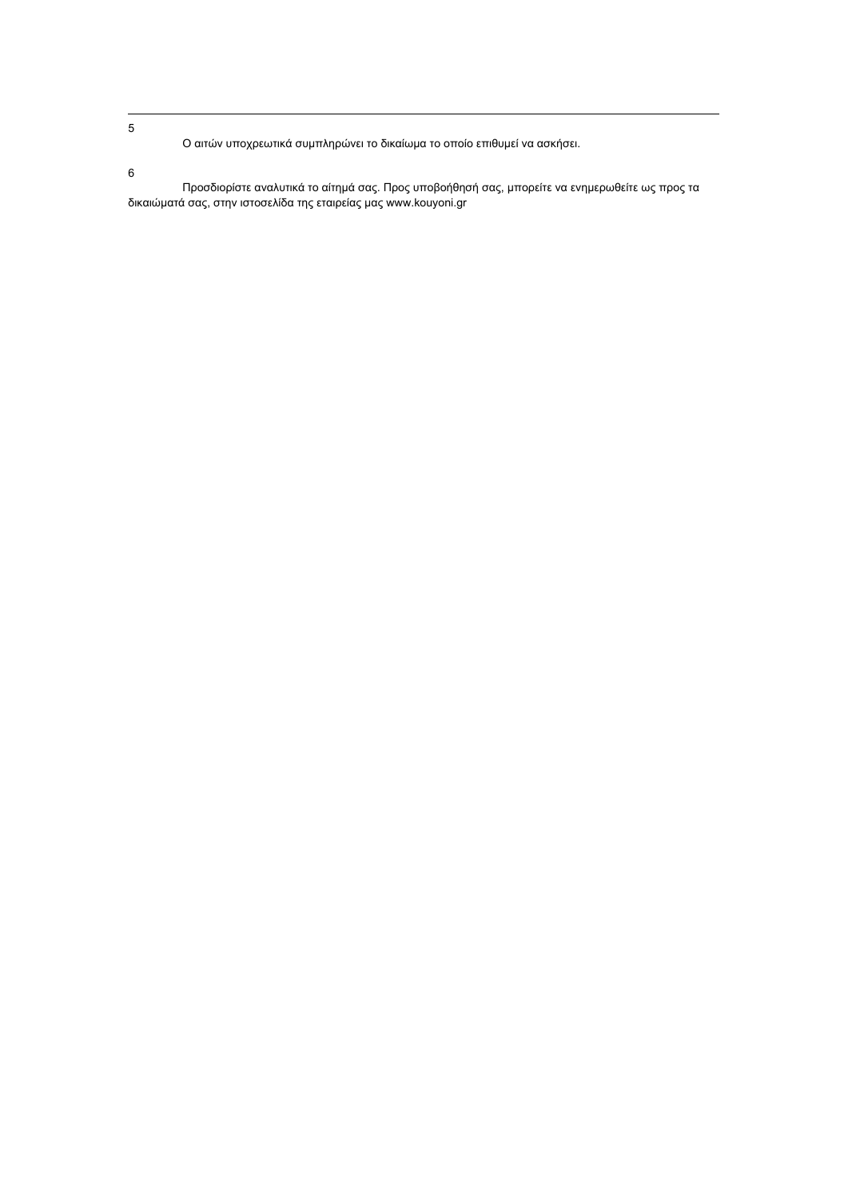[5] Ο αιτών υποχρεωτικά συμπληρώνει το δικαίωμα το οποίο επιθυμεί να ασκήσει.

[6] Προσδιορίστε αναλυτικά το αίτημά σας. Προς υποβοήθησή σας, μπορείτε να ενημερωθείτε ως προς τα δικαιώματά σας, στην ιστοσελίδα της εταιρείας μας www.kouyoni.gr